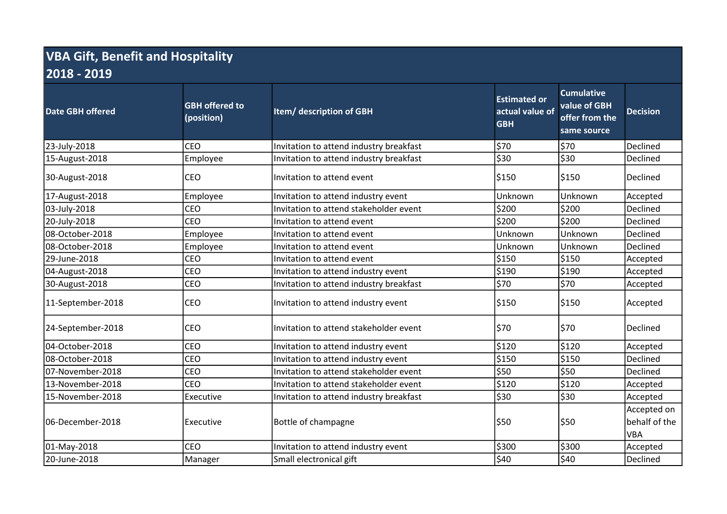# VBA Gift, Benefit and Hospitality 2018 - 2019

| Date GBH offered | GBH offered to (position) | Item/ description of GBH | Estimated or actual value of GBH | Cumulative value of GBH offer from the same source | Decision |
|---|---|---|---|---|---|
| 23-July-2018 | CEO | Invitation to attend industry breakfast | $70 | $70 | Declined |
| 15-August-2018 | Employee | Invitation to attend industry breakfast | $30 | $30 | Declined |
| 30-August-2018 | CEO | Invitation to attend event | $150 | $150 | Declined |
| 17-August-2018 | Employee | Invitation to attend industry event | Unknown | Unknown | Accepted |
| 03-July-2018 | CEO | Invitation to attend stakeholder event | $200 | $200 | Declined |
| 20-July-2018 | CEO | Invitation to attend event | $200 | $200 | Declined |
| 08-October-2018 | Employee | Invitation to attend event | Unknown | Unknown | Declined |
| 08-October-2018 | Employee | Invitation to attend event | Unknown | Unknown | Declined |
| 29-June-2018 | CEO | Invitation to attend event | $150 | $150 | Accepted |
| 04-August-2018 | CEO | Invitation to attend industry event | $190 | $190 | Accepted |
| 30-August-2018 | CEO | Invitation to attend industry breakfast | $70 | $70 | Accepted |
| 11-September-2018 | CEO | Invitation to attend industry event | $150 | $150 | Accepted |
| 24-September-2018 | CEO | Invitation to attend stakeholder event | $70 | $70 | Declined |
| 04-October-2018 | CEO | Invitation to attend industry event | $120 | $120 | Accepted |
| 08-October-2018 | CEO | Invitation to attend industry event | $150 | $150 | Declined |
| 07-November-2018 | CEO | Invitation to attend stakeholder event | $50 | $50 | Declined |
| 13-November-2018 | CEO | Invitation to attend stakeholder event | $120 | $120 | Accepted |
| 15-November-2018 | Executive | Invitation to attend industry breakfast | $30 | $30 | Accepted |
| 06-December-2018 | Executive | Bottle of champagne | $50 | $50 | Accepted on behalf of the VBA |
| 01-May-2018 | CEO | Invitation to attend industry event | $300 | $300 | Accepted |
| 20-June-2018 | Manager | Small electronical gift | $40 | $40 | Declined |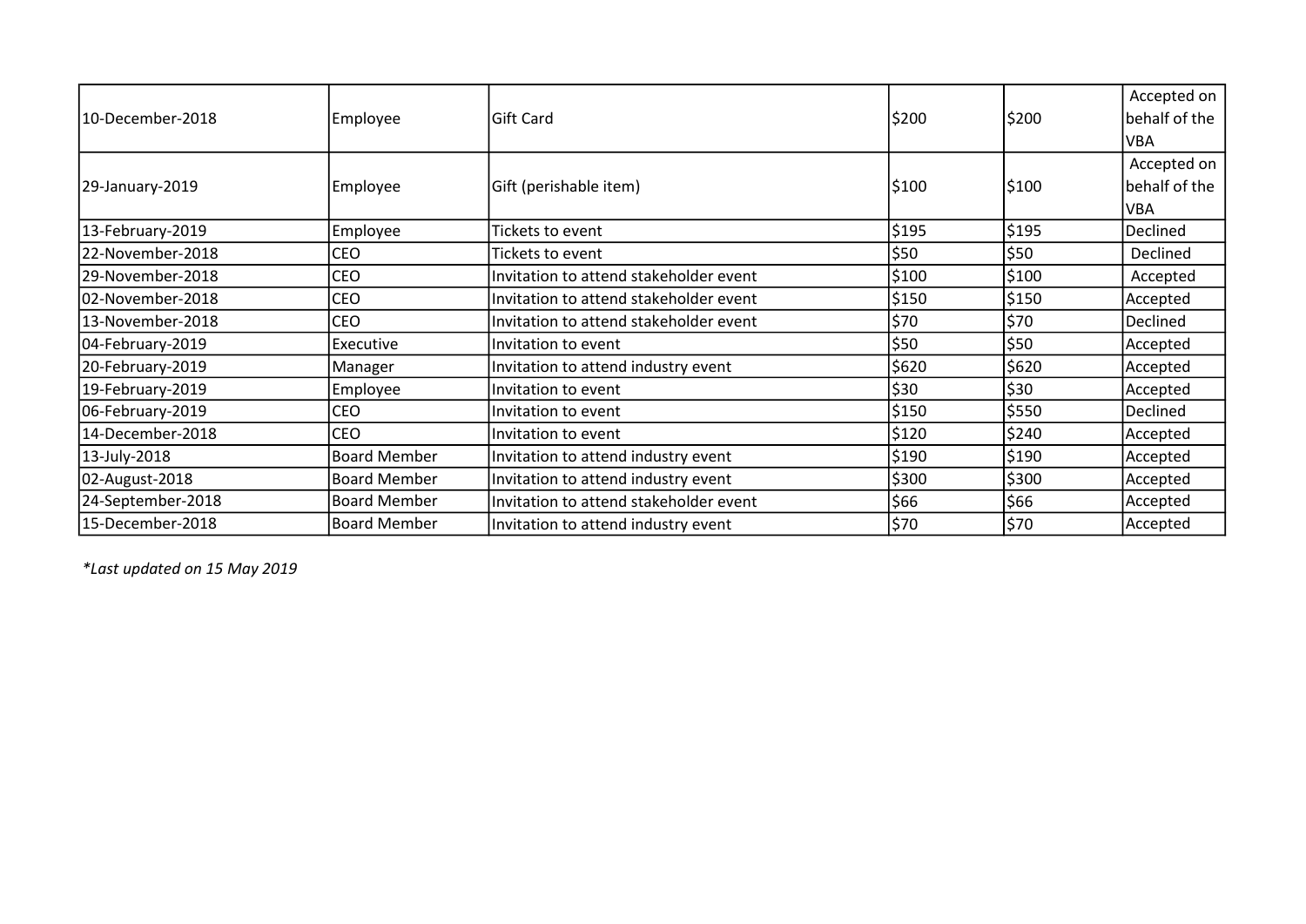| | | | | | |
|---|---|---|---|---|---|
| 10-December-2018 | Employee | Gift Card | $200 | $200 | Accepted on behalf of the VBA |
| 29-January-2019 | Employee | Gift (perishable item) | $100 | $100 | Accepted on behalf of the VBA |
| 13-February-2019 | Employee | Tickets to event | $195 | $195 | Declined |
| 22-November-2018 | CEO | Tickets to event | $50 | $50 | Declined |
| 29-November-2018 | CEO | Invitation to attend stakeholder event | $100 | $100 | Accepted |
| 02-November-2018 | CEO | Invitation to attend stakeholder event | $150 | $150 | Accepted |
| 13-November-2018 | CEO | Invitation to attend stakeholder event | $70 | $70 | Declined |
| 04-February-2019 | Executive | Invitation to event | $50 | $50 | Accepted |
| 20-February-2019 | Manager | Invitation to attend industry event | $620 | $620 | Accepted |
| 19-February-2019 | Employee | Invitation to event | $30 | $30 | Accepted |
| 06-February-2019 | CEO | Invitation to event | $150 | $550 | Declined |
| 14-December-2018 | CEO | Invitation to event | $120 | $240 | Accepted |
| 13-July-2018 | Board Member | Invitation to attend industry event | $190 | $190 | Accepted |
| 02-August-2018 | Board Member | Invitation to attend industry event | $300 | $300 | Accepted |
| 24-September-2018 | Board Member | Invitation to attend stakeholder event | $66 | $66 | Accepted |
| 15-December-2018 | Board Member | Invitation to attend industry event | $70 | $70 | Accepted |

*\*Last updated on 15 May 2019*